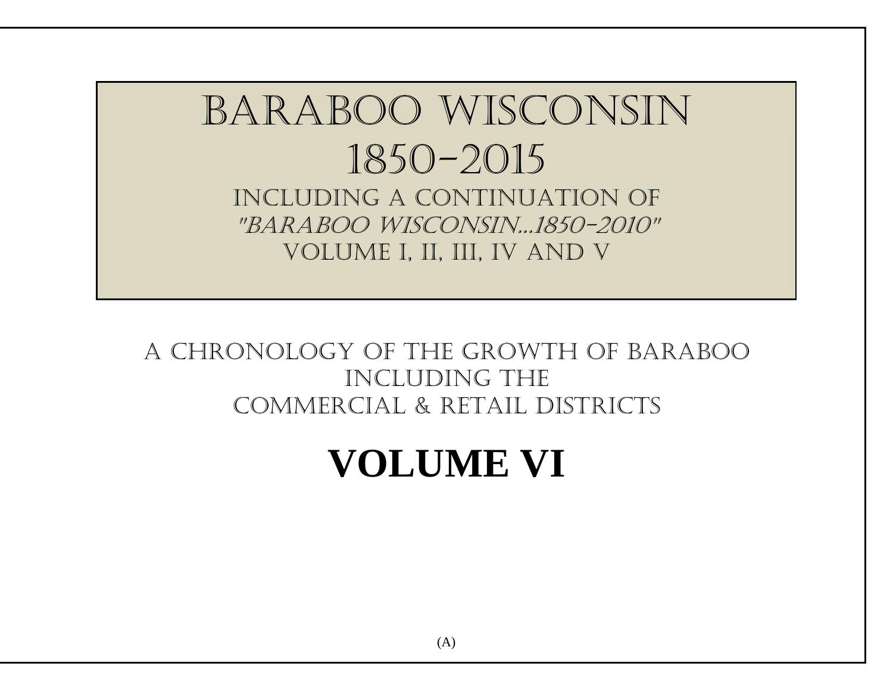# BARABOO WISCONSIN
# 1850-2015

INCLUDING A CONTINUATION OF
*"BARABOO WISCONSIN...1850-2010"*
VOLUME I, II, III, IV AND V

A CHRONOLOGY OF THE GROWTH OF BARABOO
INCLUDING THE
COMMERCIAL & RETAIL DISTRICTS

## VOLUME VI

(A)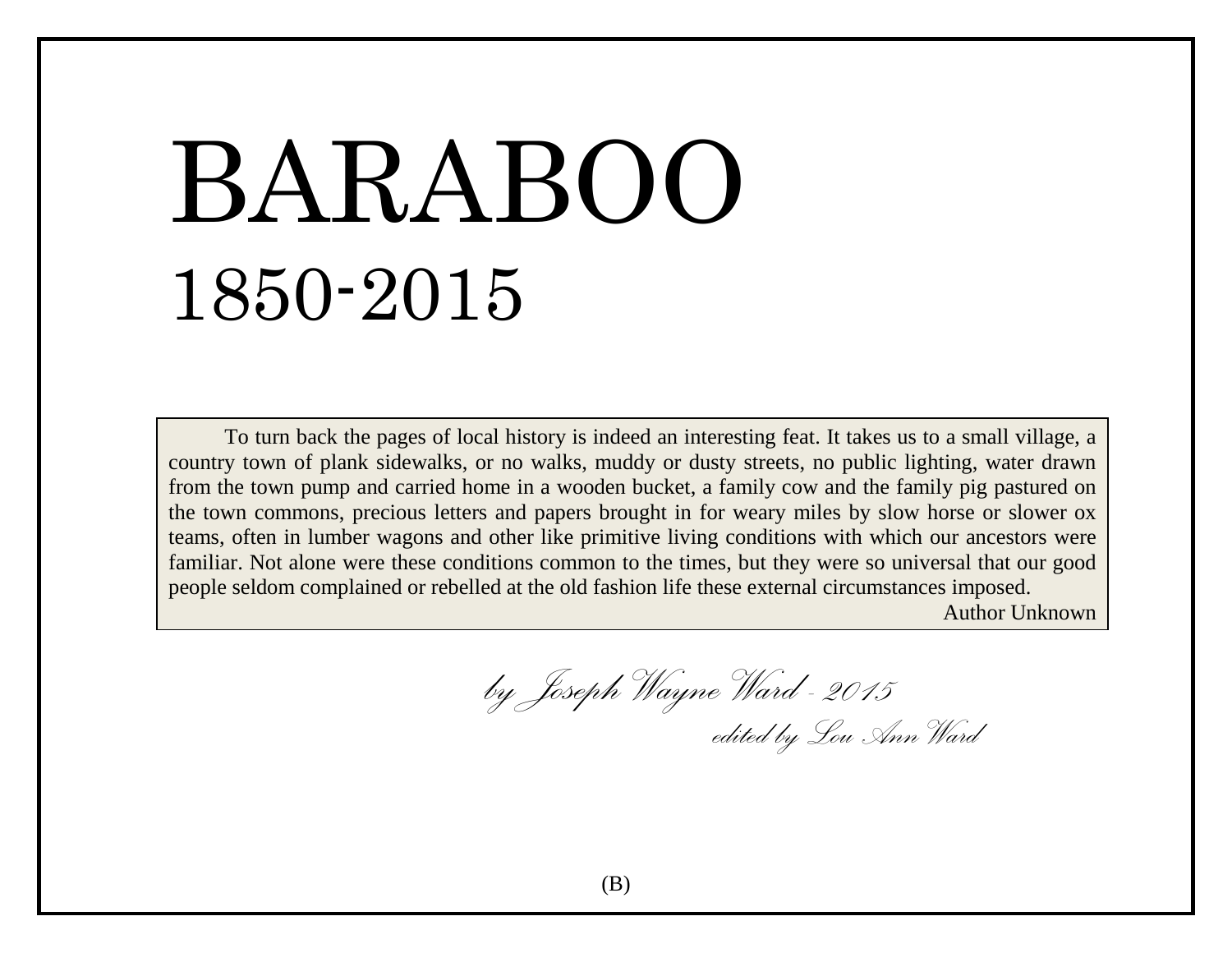# BARABOO
## 1850-2015

> To turn back the pages of local history is indeed an interesting feat. It takes us to a small village, a country town of plank sidewalks, or no walks, muddy or dusty streets, no public lighting, water drawn from the town pump and carried home in a wooden bucket, a family cow and the family pig pastured on the town commons, precious letters and papers brought in for weary miles by slow horse or slower ox teams, often in lumber wagons and other like primitive living conditions with which our ancestors were familiar. Not alone were these conditions common to the times, but they were so universal that our good people seldom complained or rebelled at the old fashion life these external circumstances imposed.
>
> Author Unknown

*by Joseph Wayne Ward - 2015*

*edited by Lou Ann Ward*

(B)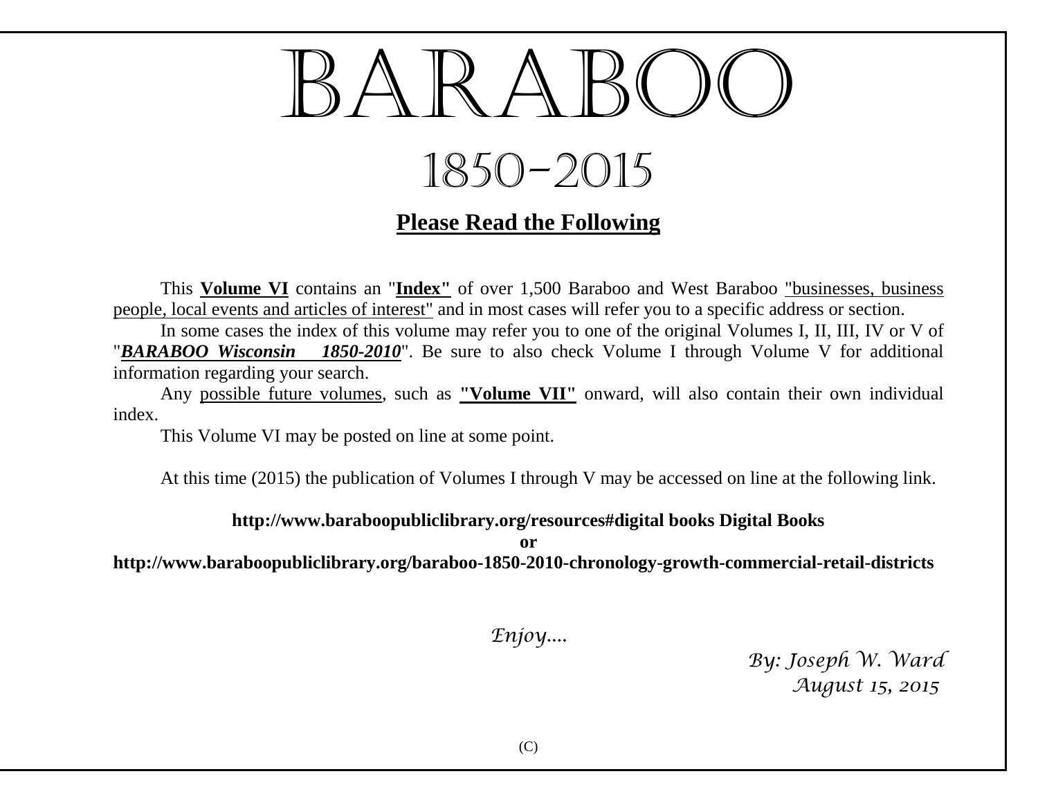# BARABOO

## 1850-2015

### Please Read the Following

This **Volume VI** contains an "**Index"** of over 1,500 Baraboo and West Baraboo "businesses, business people, local events and articles of interest" and in most cases will refer you to a specific address or section.

In some cases the index of this volume may refer you to one of the original Volumes I, II, III, IV or V of "***BARABOO Wisconsin 1850-2010***". Be sure to also check Volume I through Volume V for additional information regarding your search.

Any possible future volumes, such as **"Volume VII"** onward, will also contain their own individual index.

This Volume VI may be posted on line at some point.

At this time (2015) the publication of Volumes I through V may be accessed on line at the following link.

**http://www.baraboopubliclibrary.org/resources#digital books Digital Books**

**or**

**http://www.baraboopubliclibrary.org/baraboo-1850-2010-chronology-growth-commercial-retail-districts**

*Enjoy....*

*By: Joseph W. Ward*
*August 15, 2015*

(C)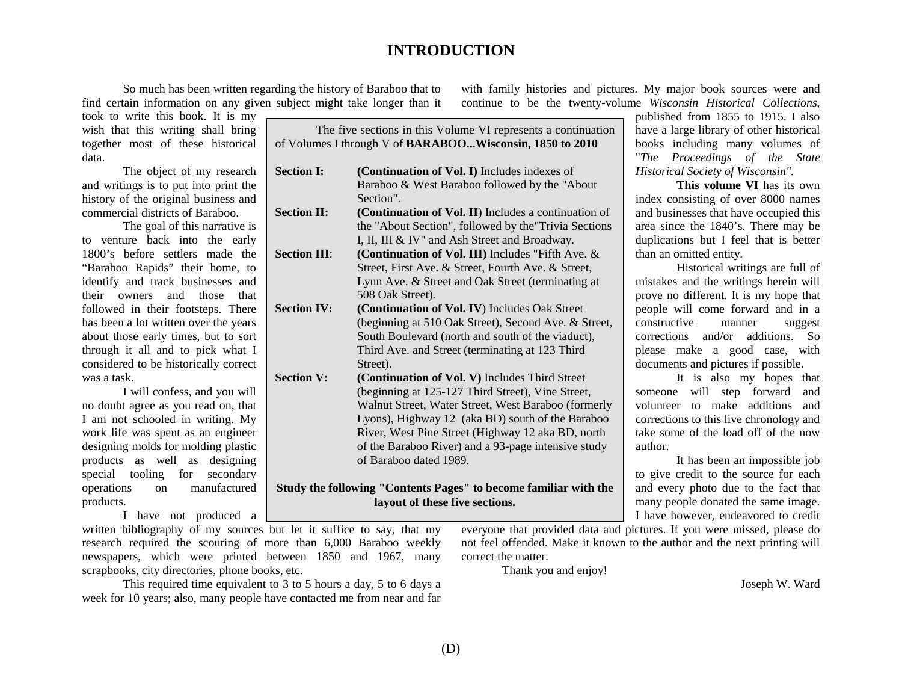# INTRODUCTION

So much has been written regarding the history of Baraboo that to find certain information on any given subject might take longer than it took to write this book. It is my wish that this writing shall bring together most of these historical data.

The object of my research and writings is to put into print the history of the original business and commercial districts of Baraboo.

The goal of this narrative is to venture back into the early 1800's before settlers made the "Baraboo Rapids" their home, to identify and track businesses and their owners and those that followed in their footsteps. There has been a lot written over the years about those early times, but to sort through it all and to pick what I considered to be historically correct was a task.

I will confess, and you will no doubt agree as you read on, that I am not schooled in writing. My work life was spent as an engineer designing molds for molding plastic products as well as designing special tooling for secondary operations on manufactured products.

I have not produced a written bibliography of my sources but let it suffice to say, that my research required the scouring of more than 6,000 Baraboo weekly newspapers, which were printed between 1850 and 1967, many scrapbooks, city directories, phone books, etc.

This required time equivalent to 3 to 5 hours a day, 5 to 6 days a week for 10 years; also, many people have contacted me from near and far with family histories and pictures. My major book sources were and continue to be the twenty-volume *Wisconsin Historical Collections*, published from 1855 to 1915. I also have a large library of other historical books including many volumes of "*The Proceedings of the State Historical Society of Wisconsin".*

The five sections in this Volume VI represents a continuation of Volumes I through V of **BARABOO...Wisconsin, 1850 to 2010**

**Section I:** **(Continuation of Vol. I)** Includes indexes of Baraboo & West Baraboo followed by the "About Section".

**Section II:** **(Continuation of Vol. II**) Includes a continuation of the "About Section", followed by the"Trivia Sections I, II, III & IV" and Ash Street and Broadway.

**Section III**: **(Continuation of Vol. III)** Includes "Fifth Ave. & Street, First Ave. & Street, Fourth Ave. & Street, Lynn Ave. & Street and Oak Street (terminating at 508 Oak Street).

**Section IV:** **(Continuation of Vol. IV**) Includes Oak Street (beginning at 510 Oak Street), Second Ave. & Street, South Boulevard (north and south of the viaduct), Third Ave. and Street (terminating at 123 Third Street).

**Section V:** **(Continuation of Vol. V)** Includes Third Street (beginning at 125-127 Third Street), Vine Street, Walnut Street, Water Street, West Baraboo (formerly Lyons), Highway 12 (aka BD) south of the Baraboo River, West Pine Street (Highway 12 aka BD, north of the Baraboo River) and a 93-page intensive study of Baraboo dated 1989.

**Study the following "Contents Pages" to become familiar with the layout of these five sections.**

**This volume VI** has its own index consisting of over 8000 names and businesses that have occupied this area since the 1840's. There may be duplications but I feel that is better than an omitted entity.

Historical writings are full of mistakes and the writings herein will prove no different. It is my hope that people will come forward and in a constructive manner suggest corrections and/or additions. So please make a good case, with documents and pictures if possible.

It is also my hopes that someone will step forward and volunteer to make additions and corrections to this live chronology and take some of the load off of the now author.

It has been an impossible job to give credit to the source for each and every photo due to the fact that many people donated the same image. I have however, endeavored to credit everyone that provided data and pictures. If you were missed, please do not feel offended. Make it known to the author and the next printing will correct the matter.

Thank you and enjoy!

Joseph W. Ward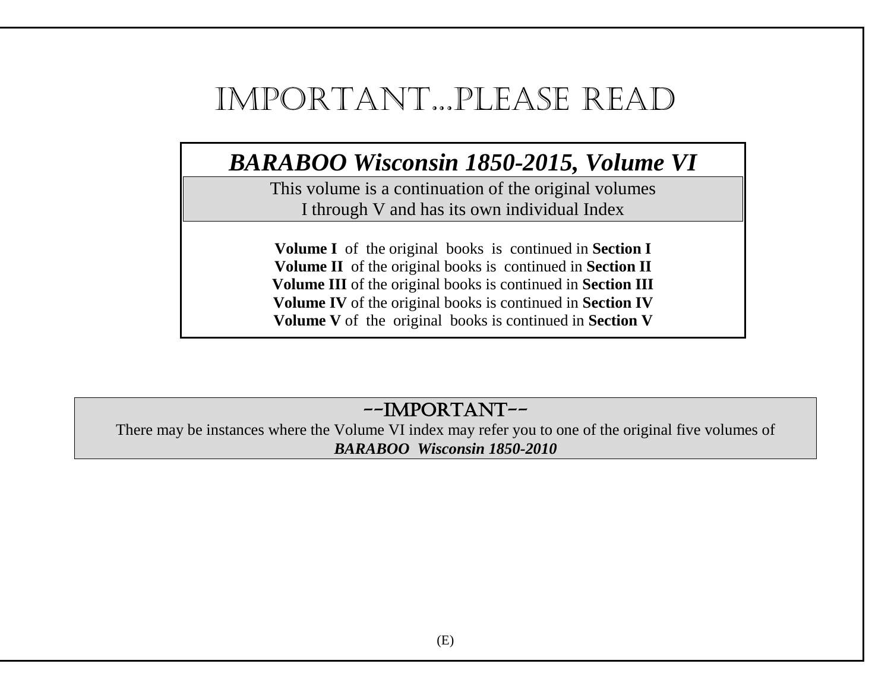# IMPORTANT...PLEASE READ

## *BARABOO Wisconsin 1850-2015, Volume VI*

This volume is a continuation of the original volumes I through V and has its own individual Index

**Volume I** of the original books is continued in **Section I**
**Volume II** of the original books is continued in **Section II**
**Volume III** of the original books is continued in **Section III**
**Volume IV** of the original books is continued in **Section IV**
**Volume V** of the original books is continued in **Section V**

### --IMPORTANT--

There may be instances where the Volume VI index may refer you to one of the original five volumes of ***BARABOO Wisconsin 1850-2010***

(E)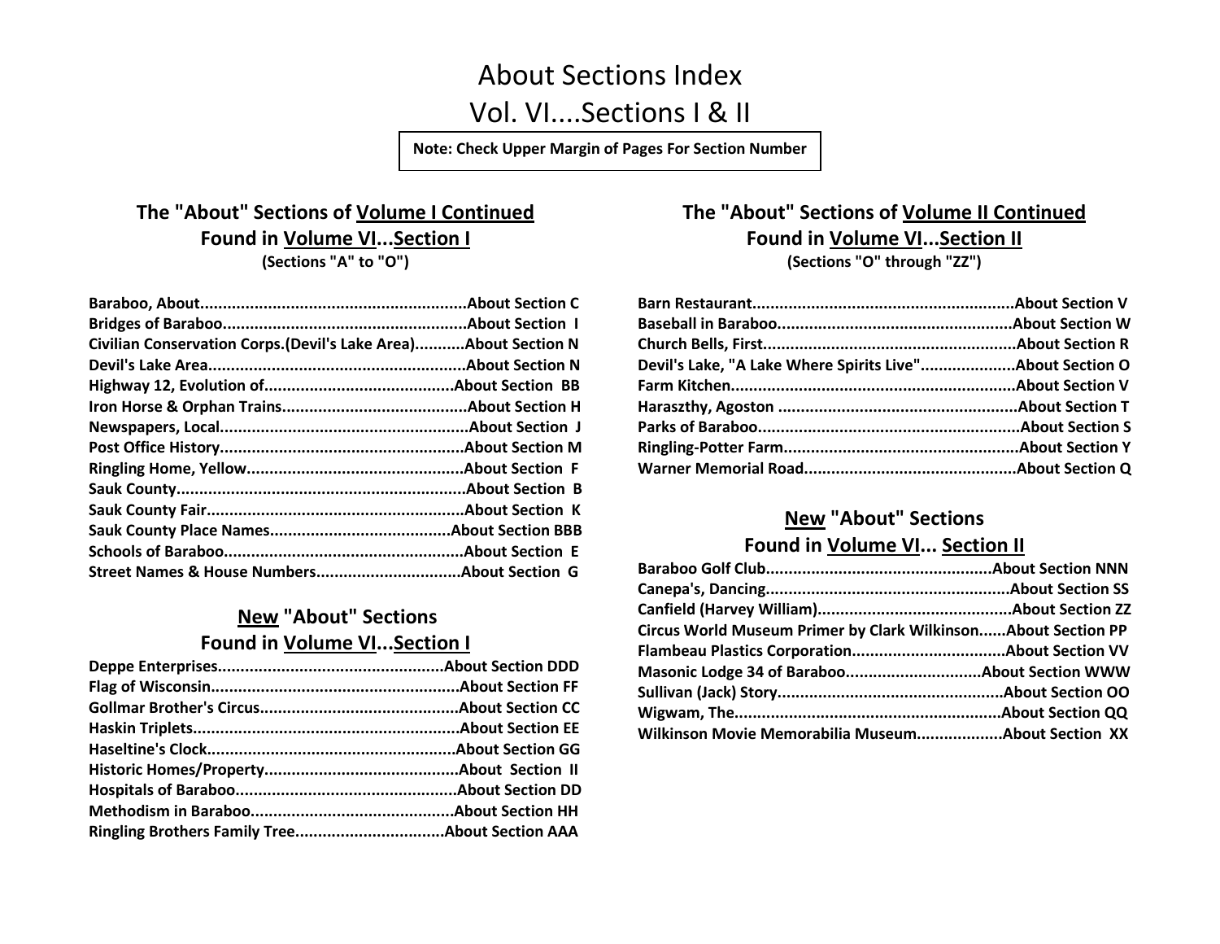# About Sections Index
# Vol. VI....Sections I & II

**Note: Check Upper Margin of Pages For Section Number**

## The "About" Sections of Volume I Continued Found in Volume VI...Section I

**(Sections "A" to "O")**

**Baraboo, About..........................................................About Section C**
**Bridges of Baraboo.....................................................About Section I**
**Civilian Conservation Corps.(Devil's Lake Area)...........About Section N**
**Devil's Lake Area........................................................About Section N**
**Highway 12, Evolution of.........................................About Section BB**
**Iron Horse & Orphan Trains........................................About Section H**
**Newspapers, Local......................................................About Section J**
**Post Office History.....................................................About Section M**
**Ringling Home, Yellow...............................................About Section F**
**Sauk County................................................................About Section B**
**Sauk County Fair.........................................................About Section K**
**Sauk County Place Names........................................About Section BBB**
**Schools of Baraboo....................................................About Section E**
**Street Names & House Numbers...............................About Section G**

## New "About" Sections Found in Volume VI...Section I

**Deppe Enterprises.................................................About Section DDD**
**Flag of Wisconsin......................................................About Section FF**
**Gollmar Brother's Circus...........................................About Section CC**
**Haskin Triplets..........................................................About Section EE**
**Haseltine's Clock.......................................................About Section GG**
**Historic Homes/Property..........................................About Section II**
**Hospitals of Baraboo................................................About Section DD**
**Methodism in Baraboo............................................About Section HH**
**Ringling Brothers Family Tree................................About Section AAA**

## The "About" Sections of Volume II Continued Found in Volume VI...Section II

**(Sections "O" through "ZZ")**

**Barn Restaurant.........................................................About Section V**
**Baseball in Baraboo...................................................About Section W**
**Church Bells, First.......................................................About Section R**
**Devil's Lake, "A Lake Where Spirits Live"....................About Section O**
**Farm Kitchen..............................................................About Section V**
**Haraszthy, Agoston ....................................................About Section T**
**Parks of Baraboo.........................................................About Section S**
**Ringling-Potter Farm...................................................About Section Y**
**Warner Memorial Road..............................................About Section Q**

## New "About" Sections Found in Volume VI... Section II

**Baraboo Golf Club.................................................About Section NNN**
**Canepa's, Dancing.....................................................About Section SS**
**Canfield (Harvey William)..........................................About Section ZZ**
**Circus World Museum Primer by Clark Wilkinson......About Section PP**
**Flambeau Plastics Corporation.................................About Section VV**
**Masonic Lodge 34 of Baraboo.............................About Section WWW**
**Sullivan (Jack) Story.................................................About Section OO**
**Wigwam, The...........................................................About Section QQ**
**Wilkinson Movie Memorabilia Museum..................About Section XX**